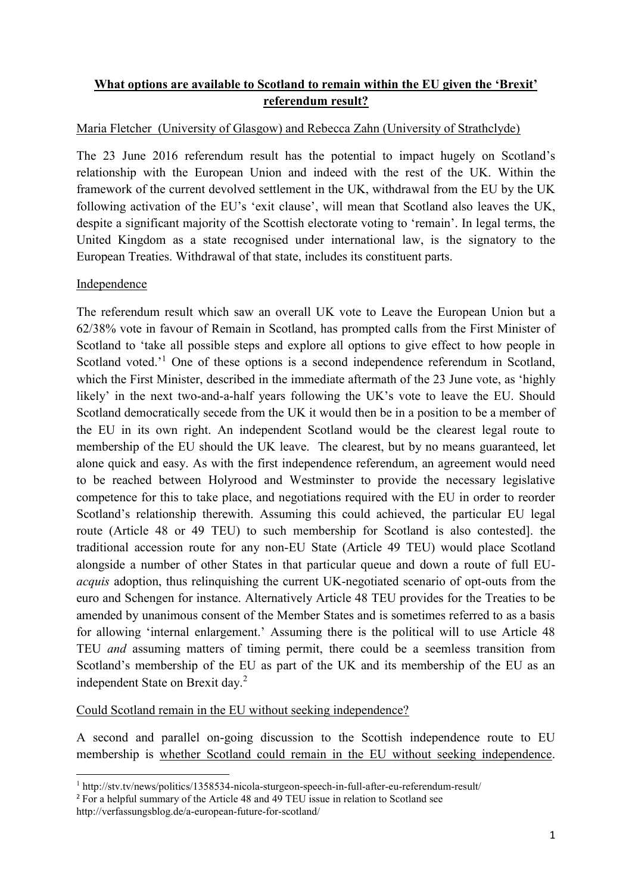**<u>What options are available to Scotland to remain within the EU given the 'Brexit' referendum result?</u>**

<u>Maria Fletcher (University of Glasgow) and Rebecca Zahn (University of Strathclyde)</u>

The 23 June 2016 referendum result has the potential to impact hugely on Scotland's relationship with the European Union and indeed with the rest of the UK. Within the framework of the current devolved settlement in the UK, withdrawal from the EU by the UK following activation of the EU's 'exit clause', will mean that Scotland also leaves the UK, despite a significant majority of the Scottish electorate voting to 'remain'. In legal terms, the United Kingdom as a state recognised under international law, is the signatory to the European Treaties. Withdrawal of that state, includes its constituent parts.

<u>Independence</u>

The referendum result which saw an overall UK vote to Leave the European Union but a 62/38% vote in favour of Remain in Scotland, has prompted calls from the First Minister of Scotland to 'take all possible steps and explore all options to give effect to how people in Scotland voted.'[1] One of these options is a second independence referendum in Scotland, which the First Minister, described in the immediate aftermath of the 23 June vote, as 'highly likely' in the next two-and-a-half years following the UK's vote to leave the EU. Should Scotland democratically secede from the UK it would then be in a position to be a member of the EU in its own right. An independent Scotland would be the clearest legal route to membership of the EU should the UK leave. The clearest, but by no means guaranteed, let alone quick and easy. As with the first independence referendum, an agreement would need to be reached between Holyrood and Westminster to provide the necessary legislative competence for this to take place, and negotiations required with the EU in order to reorder Scotland's relationship therewith. Assuming this could achieved, the particular EU legal route (Article 48 or 49 TEU) to such membership for Scotland is also contested]. the traditional accession route for any non-EU State (Article 49 TEU) would place Scotland alongside a number of other States in that particular queue and down a route of full EU-*acquis* adoption, thus relinquishing the current UK-negotiated scenario of opt-outs from the euro and Schengen for instance. Alternatively Article 48 TEU provides for the Treaties to be amended by unanimous consent of the Member States and is sometimes referred to as a basis for allowing 'internal enlargement.' Assuming there is the political will to use Article 48 TEU *and* assuming matters of timing permit, there could be a seemless transition from Scotland's membership of the EU as part of the UK and its membership of the EU as an independent State on Brexit day.[2]

<u>Could Scotland remain in the EU without seeking independence?</u>

A second and parallel on-going discussion to the Scottish independence route to EU membership is <u>whether Scotland could remain in the EU without seeking independence</u>.

---

[1] http://stv.tv/news/politics/1358534-nicola-sturgeon-speech-in-full-after-eu-referendum-result/

[2] For a helpful summary of the Article 48 and 49 TEU issue in relation to Scotland see http://verfassungsblog.de/a-european-future-for-scotland/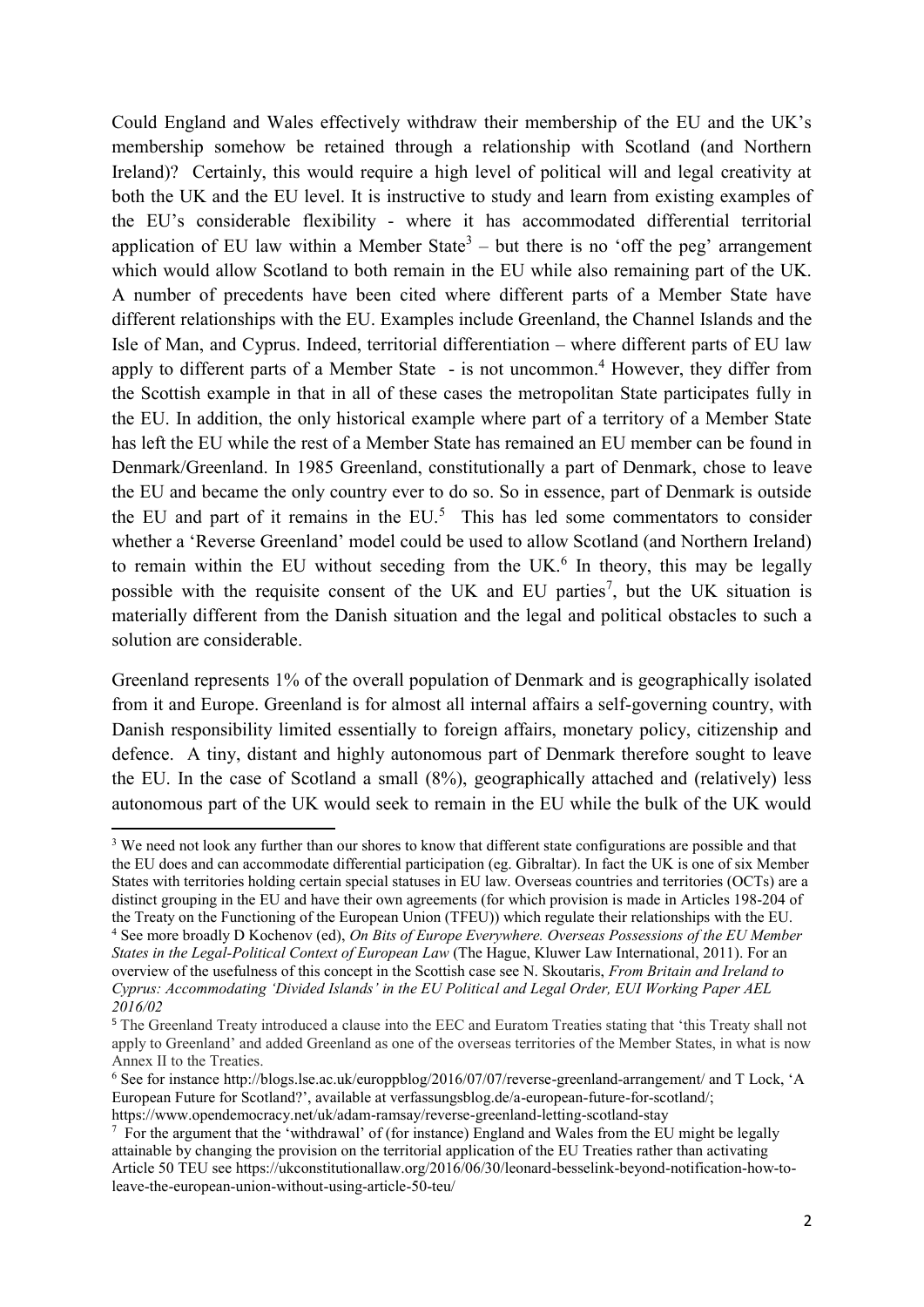Could England and Wales effectively withdraw their membership of the EU and the UK's membership somehow be retained through a relationship with Scotland (and Northern Ireland)? Certainly, this would require a high level of political will and legal creativity at both the UK and the EU level. It is instructive to study and learn from existing examples of the EU's considerable flexibility - where it has accommodated differential territorial application of EU law within a Member State[3] – but there is no 'off the peg' arrangement which would allow Scotland to both remain in the EU while also remaining part of the UK. A number of precedents have been cited where different parts of a Member State have different relationships with the EU. Examples include Greenland, the Channel Islands and the Isle of Man, and Cyprus. Indeed, territorial differentiation – where different parts of EU law apply to different parts of a Member State - is not uncommon.[4] However, they differ from the Scottish example in that in all of these cases the metropolitan State participates fully in the EU. In addition, the only historical example where part of a territory of a Member State has left the EU while the rest of a Member State has remained an EU member can be found in Denmark/Greenland. In 1985 Greenland, constitutionally a part of Denmark, chose to leave the EU and became the only country ever to do so. So in essence, part of Denmark is outside the EU and part of it remains in the EU.[5] This has led some commentators to consider whether a 'Reverse Greenland' model could be used to allow Scotland (and Northern Ireland) to remain within the EU without seceding from the UK.[6] In theory, this may be legally possible with the requisite consent of the UK and EU parties[7], but the UK situation is materially different from the Danish situation and the legal and political obstacles to such a solution are considerable.

Greenland represents 1% of the overall population of Denmark and is geographically isolated from it and Europe. Greenland is for almost all internal affairs a self-governing country, with Danish responsibility limited essentially to foreign affairs, monetary policy, citizenship and defence. A tiny, distant and highly autonomous part of Denmark therefore sought to leave the EU. In the case of Scotland a small (8%), geographically attached and (relatively) less autonomous part of the UK would seek to remain in the EU while the bulk of the UK would

---

[3] We need not look any further than our shores to know that different state configurations are possible and that the EU does and can accommodate differential participation (eg. Gibraltar). In fact the UK is one of six Member States with territories holding certain special statuses in EU law. Overseas countries and territories (OCTs) are a distinct grouping in the EU and have their own agreements (for which provision is made in Articles 198-204 of the Treaty on the Functioning of the European Union (TFEU)) which regulate their relationships with the EU.

[4] See more broadly D Kochenov (ed), *On Bits of Europe Everywhere. Overseas Possessions of the EU Member States in the Legal-Political Context of European Law* (The Hague, Kluwer Law International, 2011). For an overview of the usefulness of this concept in the Scottish case see N. Skoutaris, *From Britain and Ireland to Cyprus: Accommodating 'Divided Islands' in the EU Political and Legal Order, EUI Working Paper AEL 2016/02*

[5] The Greenland Treaty introduced a clause into the EEC and Euratom Treaties stating that 'this Treaty shall not apply to Greenland' and added Greenland as one of the overseas territories of the Member States, in what is now Annex II to the Treaties.

[6] See for instance http://blogs.lse.ac.uk/europpblog/2016/07/07/reverse-greenland-arrangement/ and T Lock, 'A European Future for Scotland?', available at verfassungsblog.de/a-european-future-for-scotland/; https://www.opendemocracy.net/uk/adam-ramsay/reverse-greenland-letting-scotland-stay

[7] For the argument that the 'withdrawal' of (for instance) England and Wales from the EU might be legally attainable by changing the provision on the territorial application of the EU Treaties rather than activating Article 50 TEU see https://ukconstitutionallaw.org/2016/06/30/leonard-besselink-beyond-notification-how-to-leave-the-european-union-without-using-article-50-teu/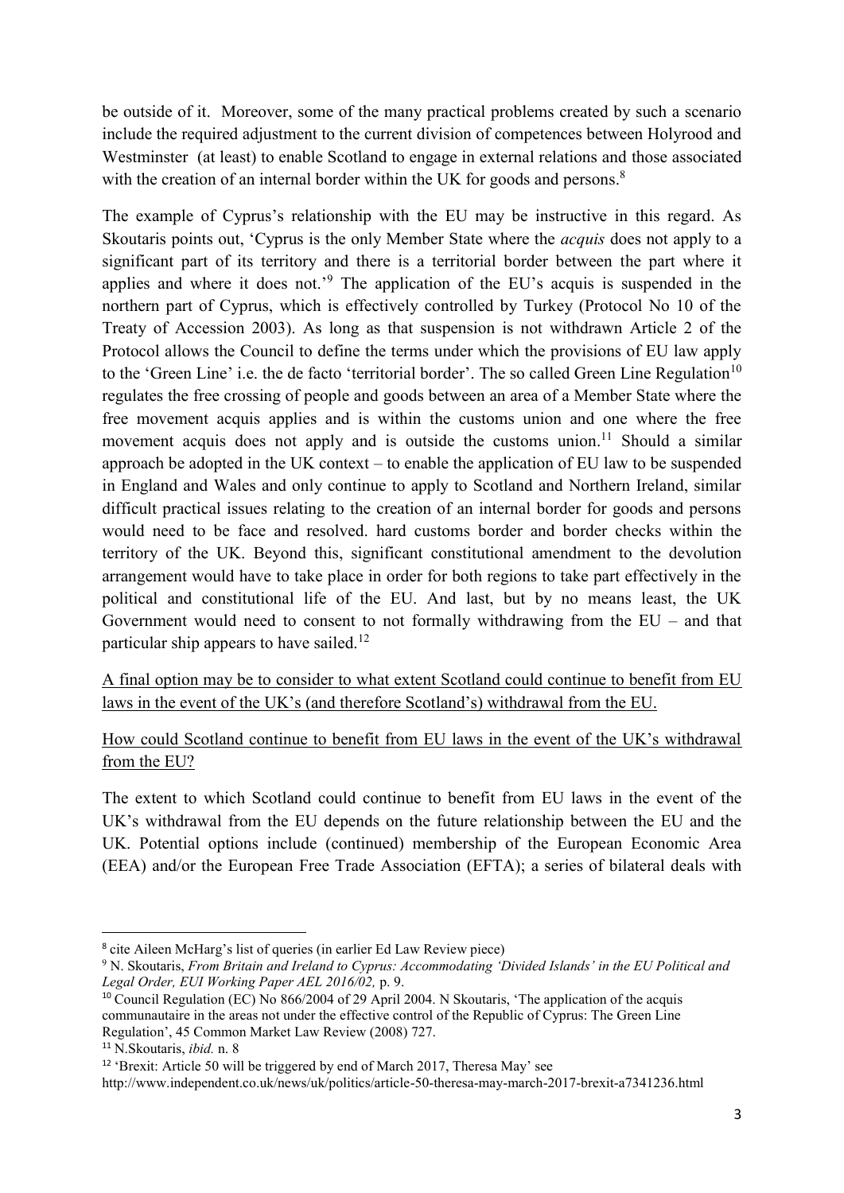be outside of it. Moreover, some of the many practical problems created by such a scenario include the required adjustment to the current division of competences between Holyrood and Westminster (at least) to enable Scotland to engage in external relations and those associated with the creation of an internal border within the UK for goods and persons.[8]

The example of Cyprus's relationship with the EU may be instructive in this regard. As Skoutaris points out, 'Cyprus is the only Member State where the *acquis* does not apply to a significant part of its territory and there is a territorial border between the part where it applies and where it does not.'[9] The application of the EU's acquis is suspended in the northern part of Cyprus, which is effectively controlled by Turkey (Protocol No 10 of the Treaty of Accession 2003). As long as that suspension is not withdrawn Article 2 of the Protocol allows the Council to define the terms under which the provisions of EU law apply to the 'Green Line' i.e. the de facto 'territorial border'. The so called Green Line Regulation[10] regulates the free crossing of people and goods between an area of a Member State where the free movement acquis applies and is within the customs union and one where the free movement acquis does not apply and is outside the customs union.[11] Should a similar approach be adopted in the UK context – to enable the application of EU law to be suspended in England and Wales and only continue to apply to Scotland and Northern Ireland, similar difficult practical issues relating to the creation of an internal border for goods and persons would need to be face and resolved. hard customs border and border checks within the territory of the UK. Beyond this, significant constitutional amendment to the devolution arrangement would have to take place in order for both regions to take part effectively in the political and constitutional life of the EU. And last, but by no means least, the UK Government would need to consent to not formally withdrawing from the EU – and that particular ship appears to have sailed.[12]

<u>A final option may be to consider to what extent Scotland could continue to benefit from EU laws in the event of the UK's (and therefore Scotland's) withdrawal from the EU.</u>

<u>How could Scotland continue to benefit from EU laws in the event of the UK's withdrawal from the EU?</u>

The extent to which Scotland could continue to benefit from EU laws in the event of the UK's withdrawal from the EU depends on the future relationship between the EU and the UK. Potential options include (continued) membership of the European Economic Area (EEA) and/or the European Free Trade Association (EFTA); a series of bilateral deals with

---

[8] cite Aileen McHarg's list of queries (in earlier Ed Law Review piece)

[9] N. Skoutaris, *From Britain and Ireland to Cyprus: Accommodating 'Divided Islands' in the EU Political and Legal Order, EUI Working Paper AEL 2016/02,* p. 9.

[10] Council Regulation (EC) No 866/2004 of 29 April 2004. N Skoutaris, 'The application of the acquis communautaire in the areas not under the effective control of the Republic of Cyprus: The Green Line Regulation', 45 Common Market Law Review (2008) 727.

[11] N.Skoutaris, *ibid.* n. 8

[12] 'Brexit: Article 50 will be triggered by end of March 2017, Theresa May' see http://www.independent.co.uk/news/uk/politics/article-50-theresa-may-march-2017-brexit-a7341236.html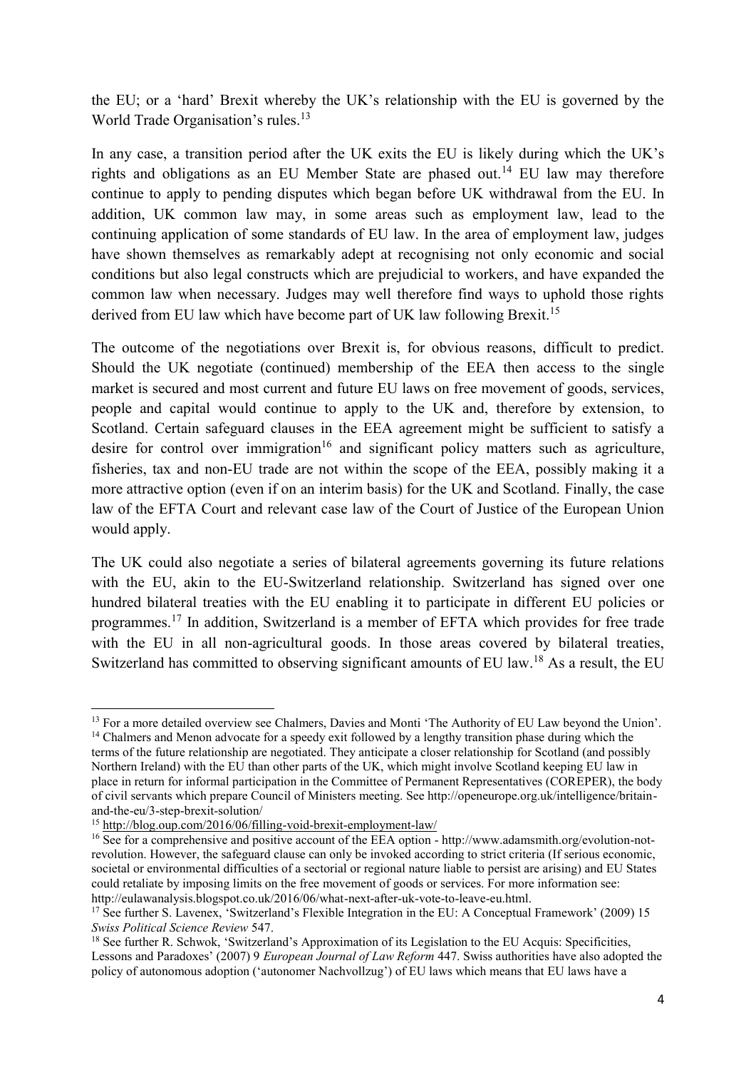the EU; or a 'hard' Brexit whereby the UK's relationship with the EU is governed by the World Trade Organisation's rules.[13]

In any case, a transition period after the UK exits the EU is likely during which the UK's rights and obligations as an EU Member State are phased out.[14] EU law may therefore continue to apply to pending disputes which began before UK withdrawal from the EU. In addition, UK common law may, in some areas such as employment law, lead to the continuing application of some standards of EU law. In the area of employment law, judges have shown themselves as remarkably adept at recognising not only economic and social conditions but also legal constructs which are prejudicial to workers, and have expanded the common law when necessary. Judges may well therefore find ways to uphold those rights derived from EU law which have become part of UK law following Brexit.[15]

The outcome of the negotiations over Brexit is, for obvious reasons, difficult to predict. Should the UK negotiate (continued) membership of the EEA then access to the single market is secured and most current and future EU laws on free movement of goods, services, people and capital would continue to apply to the UK and, therefore by extension, to Scotland. Certain safeguard clauses in the EEA agreement might be sufficient to satisfy a desire for control over immigration[16] and significant policy matters such as agriculture, fisheries, tax and non-EU trade are not within the scope of the EEA, possibly making it a more attractive option (even if on an interim basis) for the UK and Scotland. Finally, the case law of the EFTA Court and relevant case law of the Court of Justice of the European Union would apply.

The UK could also negotiate a series of bilateral agreements governing its future relations with the EU, akin to the EU-Switzerland relationship. Switzerland has signed over one hundred bilateral treaties with the EU enabling it to participate in different EU policies or programmes.[17] In addition, Switzerland is a member of EFTA which provides for free trade with the EU in all non-agricultural goods. In those areas covered by bilateral treaties, Switzerland has committed to observing significant amounts of EU law.[18] As a result, the EU

---

[13] For a more detailed overview see Chalmers, Davies and Monti 'The Authority of EU Law beyond the Union'.

[14] Chalmers and Menon advocate for a speedy exit followed by a lengthy transition phase during which the terms of the future relationship are negotiated. They anticipate a closer relationship for Scotland (and possibly Northern Ireland) with the EU than other parts of the UK, which might involve Scotland keeping EU law in place in return for informal participation in the Committee of Permanent Representatives (COREPER), the body of civil servants which prepare Council of Ministers meeting. See http://openeurope.org.uk/intelligence/britain-and-the-eu/3-step-brexit-solution/

[15] http://blog.oup.com/2016/06/filling-void-brexit-employment-law/

[16] See for a comprehensive and positive account of the EEA option - http://www.adamsmith.org/evolution-not-revolution. However, the safeguard clause can only be invoked according to strict criteria (If serious economic, societal or environmental difficulties of a sectorial or regional nature liable to persist are arising) and EU States could retaliate by imposing limits on the free movement of goods or services. For more information see: http://eulawanalysis.blogspot.co.uk/2016/06/what-next-after-uk-vote-to-leave-eu.html.

[17] See further S. Lavenex, 'Switzerland's Flexible Integration in the EU: A Conceptual Framework' (2009) 15 *Swiss Political Science Review* 547.

[18] See further R. Schwok, 'Switzerland's Approximation of its Legislation to the EU Acquis: Specificities, Lessons and Paradoxes' (2007) 9 *European Journal of Law Reform* 447. Swiss authorities have also adopted the policy of autonomous adoption ('autonomer Nachvollzug') of EU laws which means that EU laws have a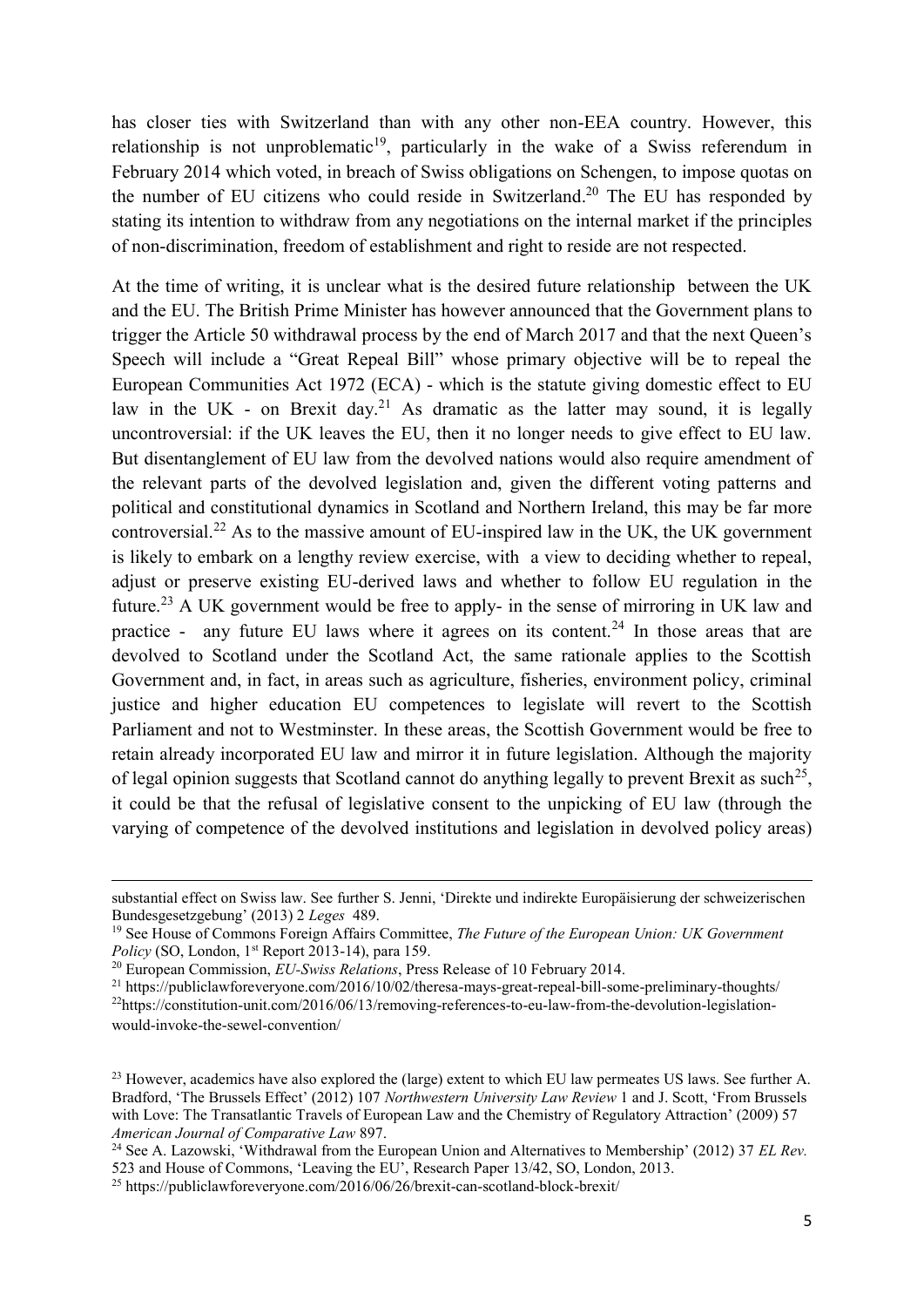has closer ties with Switzerland than with any other non-EEA country. However, this relationship is not unproblematic[19], particularly in the wake of a Swiss referendum in February 2014 which voted, in breach of Swiss obligations on Schengen, to impose quotas on the number of EU citizens who could reside in Switzerland.[20] The EU has responded by stating its intention to withdraw from any negotiations on the internal market if the principles of non-discrimination, freedom of establishment and right to reside are not respected.

At the time of writing, it is unclear what is the desired future relationship between the UK and the EU. The British Prime Minister has however announced that the Government plans to trigger the Article 50 withdrawal process by the end of March 2017 and that the next Queen's Speech will include a "Great Repeal Bill" whose primary objective will be to repeal the European Communities Act 1972 (ECA) - which is the statute giving domestic effect to EU law in the UK - on Brexit day.[21] As dramatic as the latter may sound, it is legally uncontroversial: if the UK leaves the EU, then it no longer needs to give effect to EU law. But disentanglement of EU law from the devolved nations would also require amendment of the relevant parts of the devolved legislation and, given the different voting patterns and political and constitutional dynamics in Scotland and Northern Ireland, this may be far more controversial.[22] As to the massive amount of EU-inspired law in the UK, the UK government is likely to embark on a lengthy review exercise, with a view to deciding whether to repeal, adjust or preserve existing EU-derived laws and whether to follow EU regulation in the future.[23] A UK government would be free to apply- in the sense of mirroring in UK law and practice - any future EU laws where it agrees on its content.[24] In those areas that are devolved to Scotland under the Scotland Act, the same rationale applies to the Scottish Government and, in fact, in areas such as agriculture, fisheries, environment policy, criminal justice and higher education EU competences to legislate will revert to the Scottish Parliament and not to Westminster. In these areas, the Scottish Government would be free to retain already incorporated EU law and mirror it in future legislation. Although the majority of legal opinion suggests that Scotland cannot do anything legally to prevent Brexit as such[25], it could be that the refusal of legislative consent to the unpicking of EU law (through the varying of competence of the devolved institutions and legislation in devolved policy areas)

---

substantial effect on Swiss law. See further S. Jenni, 'Direkte und indirekte Europäisierung der schweizerischen Bundesgesetzgebung' (2013) 2 *Leges* 489.

[19] See House of Commons Foreign Affairs Committee, *The Future of the European Union: UK Government Policy* (SO, London, 1st Report 2013-14), para 159.

[20] European Commission, *EU-Swiss Relations*, Press Release of 10 February 2014.

[21] https://publiclawforeveryone.com/2016/10/02/theresa-mays-great-repeal-bill-some-preliminary-thoughts/

[22] https://constitution-unit.com/2016/06/13/removing-references-to-eu-law-from-the-devolution-legislation-would-invoke-the-sewel-convention/

[23] However, academics have also explored the (large) extent to which EU law permeates US laws. See further A. Bradford, 'The Brussels Effect' (2012) 107 *Northwestern University Law Review* 1 and J. Scott, 'From Brussels with Love: The Transatlantic Travels of European Law and the Chemistry of Regulatory Attraction' (2009) 57 *American Journal of Comparative Law* 897.

[24] See A. Lazowski, 'Withdrawal from the European Union and Alternatives to Membership' (2012) 37 *EL Rev.* 523 and House of Commons, 'Leaving the EU', Research Paper 13/42, SO, London, 2013.

[25] https://publiclawforeveryone.com/2016/06/26/brexit-can-scotland-block-brexit/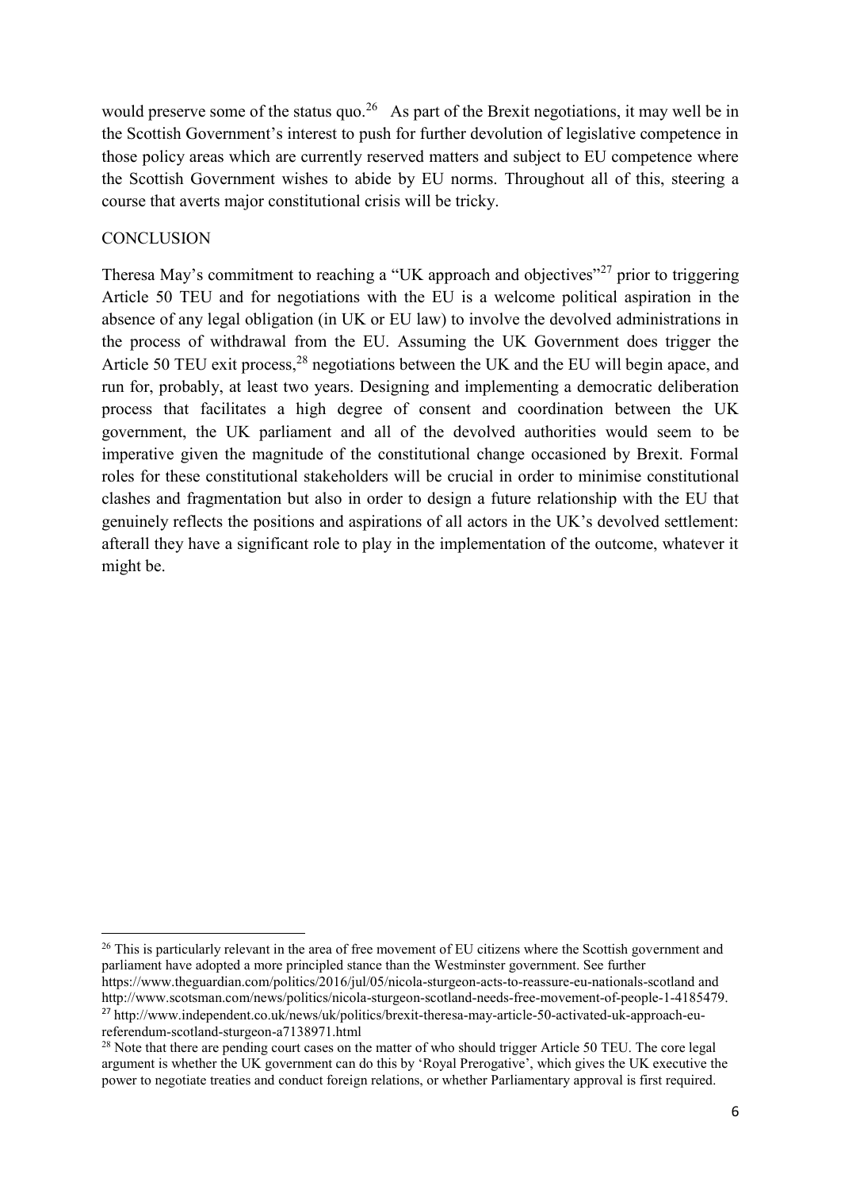would preserve some of the status quo.[26] As part of the Brexit negotiations, it may well be in the Scottish Government's interest to push for further devolution of legislative competence in those policy areas which are currently reserved matters and subject to EU competence where the Scottish Government wishes to abide by EU norms. Throughout all of this, steering a course that averts major constitutional crisis will be tricky.

## CONCLUSION

Theresa May's commitment to reaching a "UK approach and objectives"[27] prior to triggering Article 50 TEU and for negotiations with the EU is a welcome political aspiration in the absence of any legal obligation (in UK or EU law) to involve the devolved administrations in the process of withdrawal from the EU. Assuming the UK Government does trigger the Article 50 TEU exit process,[28] negotiations between the UK and the EU will begin apace, and run for, probably, at least two years. Designing and implementing a democratic deliberation process that facilitates a high degree of consent and coordination between the UK government, the UK parliament and all of the devolved authorities would seem to be imperative given the magnitude of the constitutional change occasioned by Brexit. Formal roles for these constitutional stakeholders will be crucial in order to minimise constitutional clashes and fragmentation but also in order to design a future relationship with the EU that genuinely reflects the positions and aspirations of all actors in the UK's devolved settlement: afterall they have a significant role to play in the implementation of the outcome, whatever it might be.

---

[26] This is particularly relevant in the area of free movement of EU citizens where the Scottish government and parliament have adopted a more principled stance than the Westminster government. See further https://www.theguardian.com/politics/2016/jul/05/nicola-sturgeon-acts-to-reassure-eu-nationals-scotland and http://www.scotsman.com/news/politics/nicola-sturgeon-scotland-needs-free-movement-of-people-1-4185479.

[27] http://www.independent.co.uk/news/uk/politics/brexit-theresa-may-article-50-activated-uk-approach-eu-referendum-scotland-sturgeon-a7138971.html

[28] Note that there are pending court cases on the matter of who should trigger Article 50 TEU. The core legal argument is whether the UK government can do this by 'Royal Prerogative', which gives the UK executive the power to negotiate treaties and conduct foreign relations, or whether Parliamentary approval is first required.